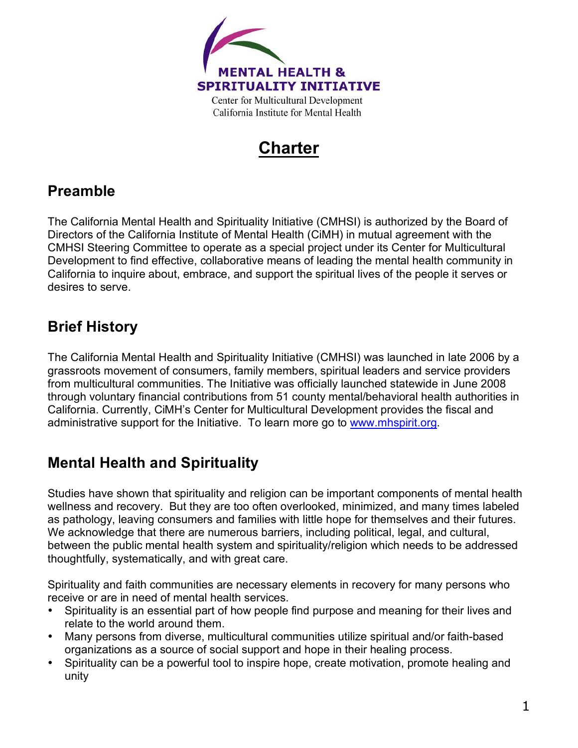**MENTAL HEALTH & SPIRITUALITY INITIATIVE**

Center for Multicultural Development
California Institute for Mental Health

# Charter

## Preamble

The California Mental Health and Spirituality Initiative (CMHSI) is authorized by the Board of Directors of the California Institute of Mental Health (CiMH) in mutual agreement with the CMHSI Steering Committee to operate as a special project under its Center for Multicultural Development to find effective, collaborative means of leading the mental health community in California to inquire about, embrace, and support the spiritual lives of the people it serves or desires to serve.

## Brief History

The California Mental Health and Spirituality Initiative (CMHSI) was launched in late 2006 by a grassroots movement of consumers, family members, spiritual leaders and service providers from multicultural communities. The Initiative was officially launched statewide in June 2008 through voluntary financial contributions from 51 county mental/behavioral health authorities in California. Currently, CiMH's Center for Multicultural Development provides the fiscal and administrative support for the Initiative. To learn more go to [www.mhspirit.org](http://www.mhspirit.org).

## Mental Health and Spirituality

Studies have shown that spirituality and religion can be important components of mental health wellness and recovery. But they are too often overlooked, minimized, and many times labeled as pathology, leaving consumers and families with little hope for themselves and their futures. We acknowledge that there are numerous barriers, including political, legal, and cultural, between the public mental health system and spirituality/religion which needs to be addressed thoughtfully, systematically, and with great care.

Spirituality and faith communities are necessary elements in recovery for many persons who receive or are in need of mental health services.

- Spirituality is an essential part of how people find purpose and meaning for their lives and relate to the world around them.
- Many persons from diverse, multicultural communities utilize spiritual and/or faith-based organizations as a source of social support and hope in their healing process.
- Spirituality can be a powerful tool to inspire hope, create motivation, promote healing and unity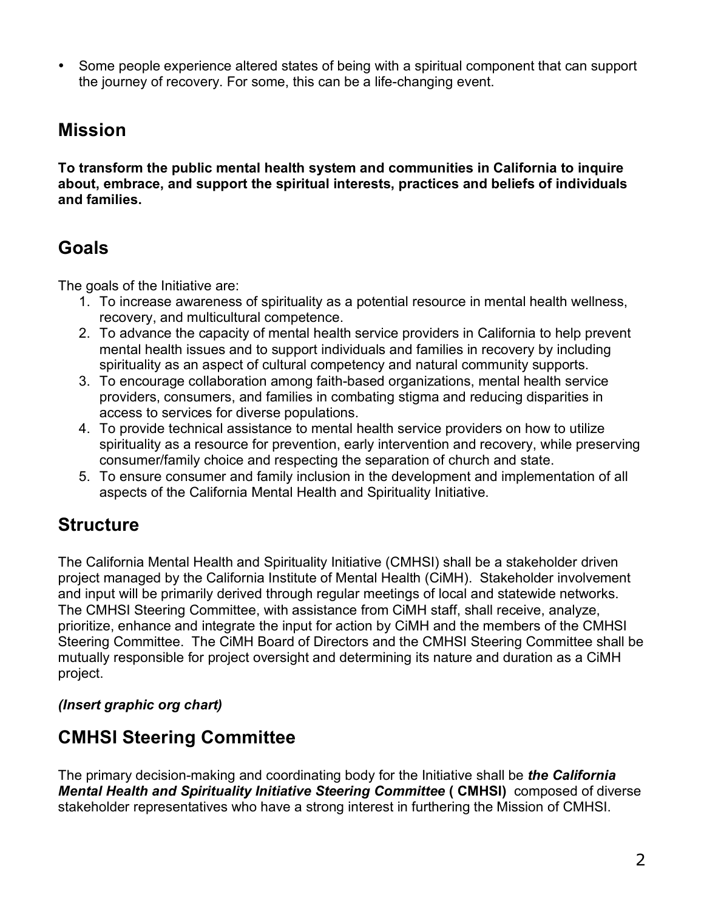- Some people experience altered states of being with a spiritual component that can support the journey of recovery. For some, this can be a life-changing event.

## Mission

**To transform the public mental health system and communities in California to inquire about, embrace, and support the spiritual interests, practices and beliefs of individuals and families.**

## Goals

The goals of the Initiative are:

1. To increase awareness of spirituality as a potential resource in mental health wellness, recovery, and multicultural competence.
2. To advance the capacity of mental health service providers in California to help prevent mental health issues and to support individuals and families in recovery by including spirituality as an aspect of cultural competency and natural community supports.
3. To encourage collaboration among faith-based organizations, mental health service providers, consumers, and families in combating stigma and reducing disparities in access to services for diverse populations.
4. To provide technical assistance to mental health service providers on how to utilize spirituality as a resource for prevention, early intervention and recovery, while preserving consumer/family choice and respecting the separation of church and state.
5. To ensure consumer and family inclusion in the development and implementation of all aspects of the California Mental Health and Spirituality Initiative.

## Structure

The California Mental Health and Spirituality Initiative (CMHSI) shall be a stakeholder driven project managed by the California Institute of Mental Health (CiMH). Stakeholder involvement and input will be primarily derived through regular meetings of local and statewide networks. The CMHSI Steering Committee, with assistance from CiMH staff, shall receive, analyze, prioritize, enhance and integrate the input for action by CiMH and the members of the CMHSI Steering Committee. The CiMH Board of Directors and the CMHSI Steering Committee shall be mutually responsible for project oversight and determining its nature and duration as a CiMH project.

***(Insert graphic org chart)***

## CMHSI Steering Committee

The primary decision-making and coordinating body for the Initiative shall be ***the California Mental Health and Spirituality Initiative Steering Committee*** **( CMHSI)** composed of diverse stakeholder representatives who have a strong interest in furthering the Mission of CMHSI.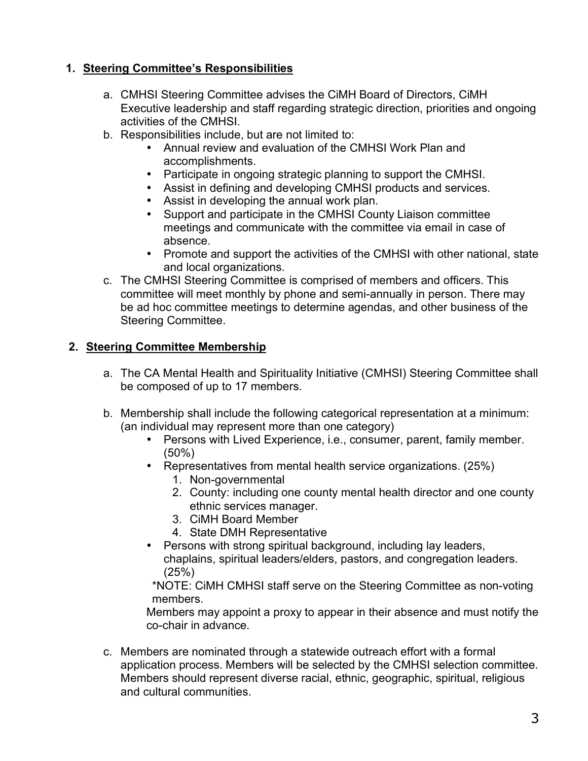## 1. Steering Committee's Responsibilities

a. CMHSI Steering Committee advises the CiMH Board of Directors, CiMH Executive leadership and staff regarding strategic direction, priorities and ongoing activities of the CMHSI.

b. Responsibilities include, but are not limited to:
   - Annual review and evaluation of the CMHSI Work Plan and accomplishments.
   - Participate in ongoing strategic planning to support the CMHSI.
   - Assist in defining and developing CMHSI products and services.
   - Assist in developing the annual work plan.
   - Support and participate in the CMHSI County Liaison committee meetings and communicate with the committee via email in case of absence.
   - Promote and support the activities of the CMHSI with other national, state and local organizations.

c. The CMHSI Steering Committee is comprised of members and officers. This committee will meet monthly by phone and semi-annually in person. There may be ad hoc committee meetings to determine agendas, and other business of the Steering Committee.

## 2. Steering Committee Membership

a. The CA Mental Health and Spirituality Initiative (CMHSI) Steering Committee shall be composed of up to 17 members.

b. Membership shall include the following categorical representation at a minimum: (an individual may represent more than one category)
   - Persons with Lived Experience, i.e., consumer, parent, family member. (50%)
   - Representatives from mental health service organizations. (25%)
     1. Non-governmental
     2. County: including one county mental health director and one county ethnic services manager.
     3. CiMH Board Member
     4. State DMH Representative
   - Persons with strong spiritual background, including lay leaders, chaplains, spiritual leaders/elders, pastors, and congregation leaders. (25%)

   *NOTE: CiMH CMHSI staff serve on the Steering Committee as non-voting members.

   Members may appoint a proxy to appear in their absence and must notify the co-chair in advance.

c. Members are nominated through a statewide outreach effort with a formal application process. Members will be selected by the CMHSI selection committee. Members should represent diverse racial, ethnic, geographic, spiritual, religious and cultural communities.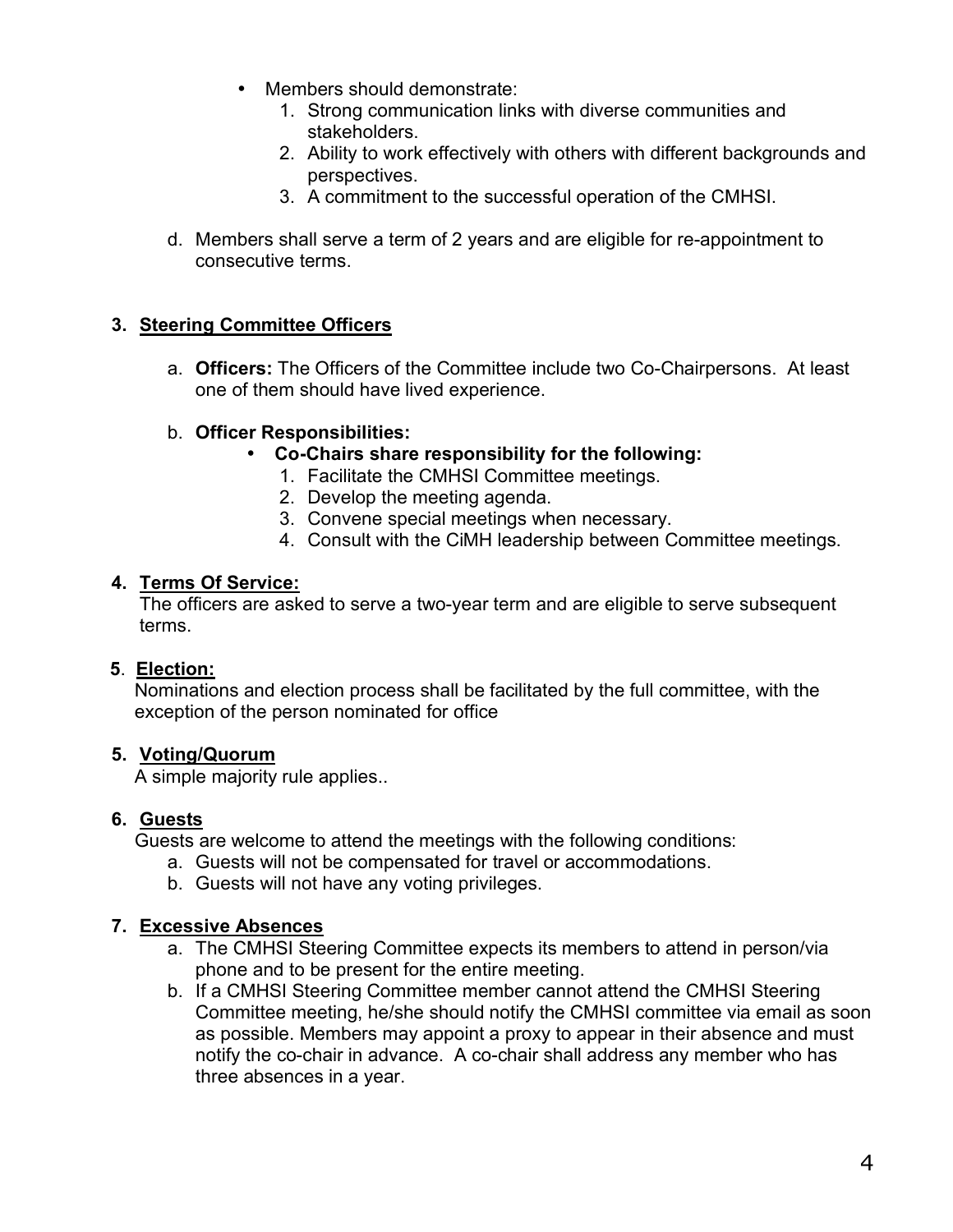- Members should demonstrate:
  1. Strong communication links with diverse communities and stakeholders.
  2. Ability to work effectively with others with different backgrounds and perspectives.
  3. A commitment to the successful operation of the CMHSI.

d. Members shall serve a term of 2 years and are eligible for re-appointment to consecutive terms.

**3. <u>Steering Committee Officers</u>**

a. **Officers:** The Officers of the Committee include two Co-Chairpersons. At least one of them should have lived experience.

b. **Officer Responsibilities:**

- **Co-Chairs share responsibility for the following:**
  1. Facilitate the CMHSI Committee meetings.
  2. Develop the meeting agenda.
  3. Convene special meetings when necessary.
  4. Consult with the CiMH leadership between Committee meetings.

**4. <u>Terms Of Service:</u>**

The officers are asked to serve a two-year term and are eligible to serve subsequent terms.

**5**. **<u>Election:</u>**

Nominations and election process shall be facilitated by the full committee, with the exception of the person nominated for office

**5. <u>Voting/Quorum</u>**

A simple majority rule applies..

**6. <u>Guests</u>**

Guests are welcome to attend the meetings with the following conditions:

a. Guests will not be compensated for travel or accommodations.
b. Guests will not have any voting privileges.

**7. <u>Excessive Absences</u>**

a. The CMHSI Steering Committee expects its members to attend in person/via phone and to be present for the entire meeting.
b. If a CMHSI Steering Committee member cannot attend the CMHSI Steering Committee meeting, he/she should notify the CMHSI committee via email as soon as possible. Members may appoint a proxy to appear in their absence and must notify the co-chair in advance. A co-chair shall address any member who has three absences in a year.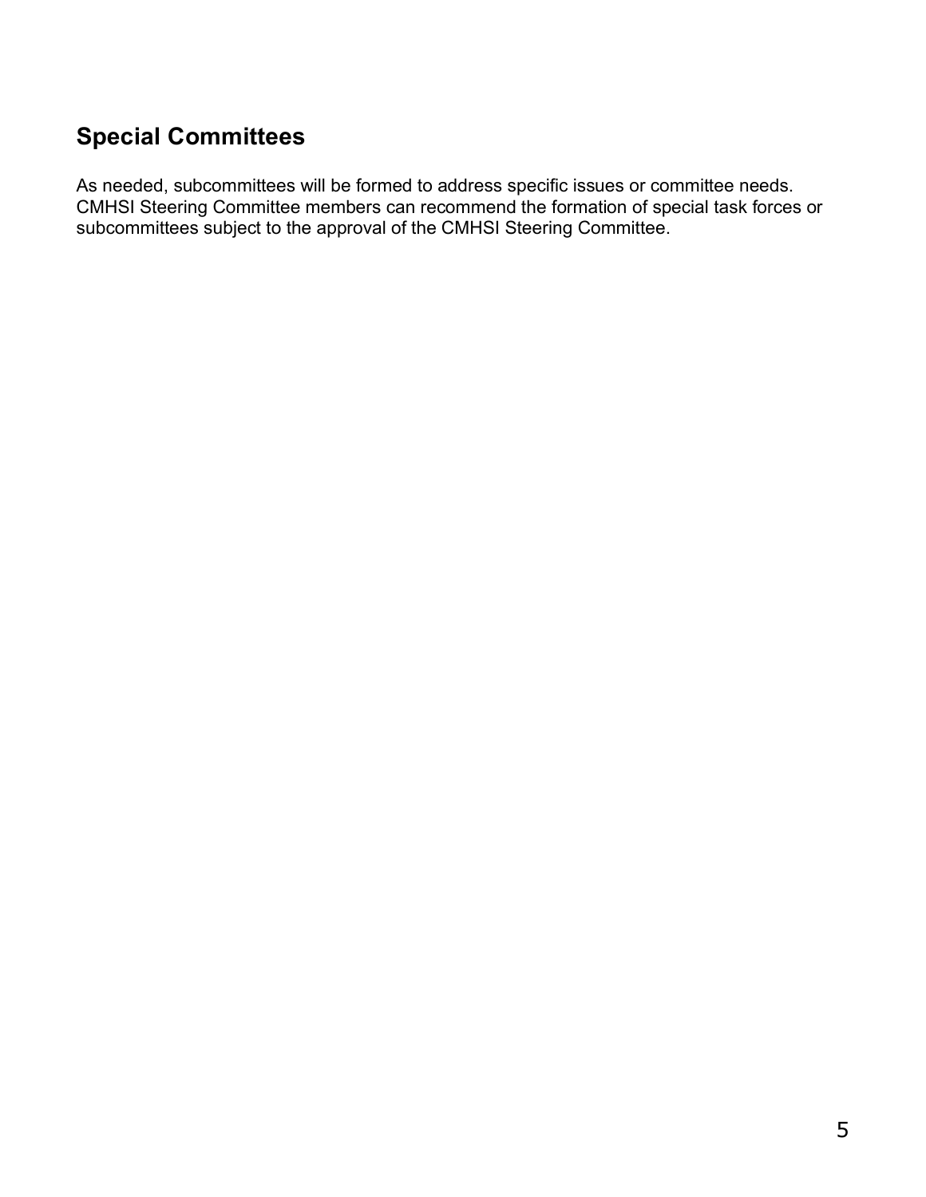## Special Committees

As needed, subcommittees will be formed to address specific issues or committee needs. CMHSI Steering Committee members can recommend the formation of special task forces or subcommittees subject to the approval of the CMHSI Steering Committee.